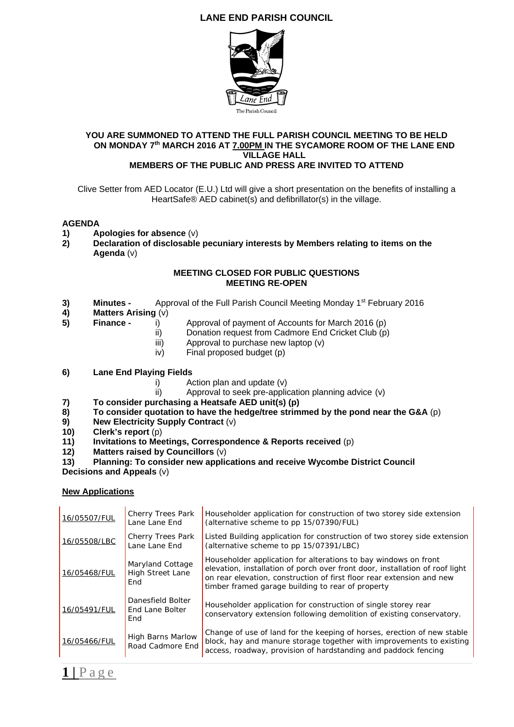# LANE END PARISH COUNCIL

The Parish Council

**YOU ARE SUMMONED TO ATTEND THE FULL PARISH COUNCIL MEETING TO BE HELD ON MONDAY 7th MARCH 2016 AT 7.00PM IN THE SYCAMORE ROOM OF THE LANE END VILLAGE HALL**
**MEMBERS OF THE PUBLIC AND PRESS ARE INVITED TO ATTEND**

Clive Setter from AED Locator (E.U.) Ltd will give a short presentation on the benefits of installing a HeartSafe® AED cabinet(s) and defibrillator(s) in the village.

## AGENDA

1) **Apologies for absence** (v)
2) **Declaration of disclosable pecuniary interests by Members relating to items on the Agenda** (v)

**MEETING CLOSED FOR PUBLIC QUESTIONS**
**MEETING RE-OPEN**

3) **Minutes -** Approval of the Full Parish Council Meeting Monday 1st February 2016
4) **Matters Arising** (v)
5) **Finance -**
   - i) Approval of payment of Accounts for March 2016 (p)
   - ii) Donation request from Cadmore End Cricket Club (p)
   - iii) Approval to purchase new laptop (v)
   - iv) Final proposed budget (p)
6) **Lane End Playing Fields**
   - i) Action plan and update (v)
   - ii) Approval to seek pre-application planning advice (v)
7) **To consider purchasing a Heatsafe AED unit(s) (p)**
8) **To consider quotation to have the hedge/tree strimmed by the pond near the G&A** (p)
9) **New Electricity Supply Contract** (v)
10) **Clerk's report** (p)
11) **Invitations to Meetings, Correspondence & Reports received** (p)
12) **Matters raised by Councillors** (v)
13) **Planning: To consider new applications and receive Wycombe District Council Decisions and Appeals** (v)

**New Applications**

| | | |
|---|---|---|
| 16/05507/FUL | Cherry Trees Park Lane Lane End | Householder application for construction of two storey side extension (alternative scheme to pp 15/07390/FUL) |
| 16/05508/LBC | Cherry Trees Park Lane Lane End | Listed Building application for construction of two storey side extension (alternative scheme to pp 15/07391/LBC) |
| 16/05468/FUL | Maryland Cottage High Street Lane End | Householder application for alterations to bay windows on front elevation, installation of porch over front door, installation of roof light on rear elevation, construction of first floor rear extension and new timber framed garage building to rear of property |
| 16/05491/FUL | Danesfield Bolter End Lane Bolter End | Householder application for construction of single storey rear conservatory extension following demolition of existing conservatory. |
| 16/05466/FUL | High Barns Marlow Road Cadmore End | Change of use of land for the keeping of horses, erection of new stable block, hay and manure storage together with improvements to existing access, roadway, provision of hardstanding and paddock fencing |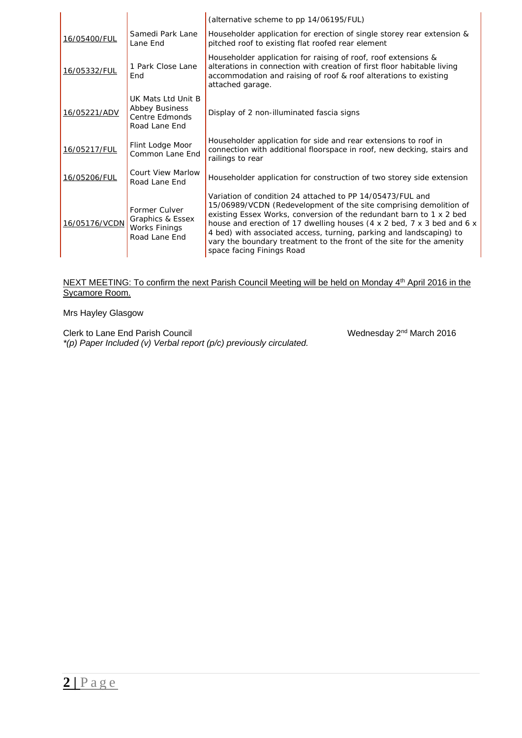| | | |
|---|---|---|
| | | (alternative scheme to pp 14/06195/FUL) |
| 16/05400/FUL | Samedi Park Lane Lane End | Householder application for erection of single storey rear extension & pitched roof to existing flat roofed rear element |
| 16/05332/FUL | 1 Park Close Lane End | Householder application for raising of roof, roof extensions & alterations in connection with creation of first floor habitable living accommodation and raising of roof & roof alterations to existing attached garage. |
| 16/05221/ADV | UK Mats Ltd Unit B Abbey Business Centre Edmonds Road Lane End | Display of 2 non-illuminated fascia signs |
| 16/05217/FUL | Flint Lodge Moor Common Lane End | Householder application for side and rear extensions to roof in connection with additional floorspace in roof, new decking, stairs and railings to rear |
| 16/05206/FUL | Court View Marlow Road Lane End | Householder application for construction of two storey side extension |
| 16/05176/VCDN | Former Culver Graphics & Essex Works Finings Road Lane End | Variation of condition 24 attached to PP 14/05473/FUL and 15/06989/VCDN (Redevelopment of the site comprising demolition of existing Essex Works, conversion of the redundant barn to 1 x 2 bed house and erection of 17 dwelling houses (4 x 2 bed, 7 x 3 bed and 6 x 4 bed) with associated access, turning, parking and landscaping) to vary the boundary treatment to the front of the site for the amenity space facing Finings Road |

NEXT MEETING: To confirm the next Parish Council Meeting will be held on Monday 4th April 2016 in the Sycamore Room.

Mrs Hayley Glasgow

Clerk to Lane End Parish Council — Wednesday 2nd March 2016

*(p) Paper Included (v) Verbal report (p/c) previously circulated.*